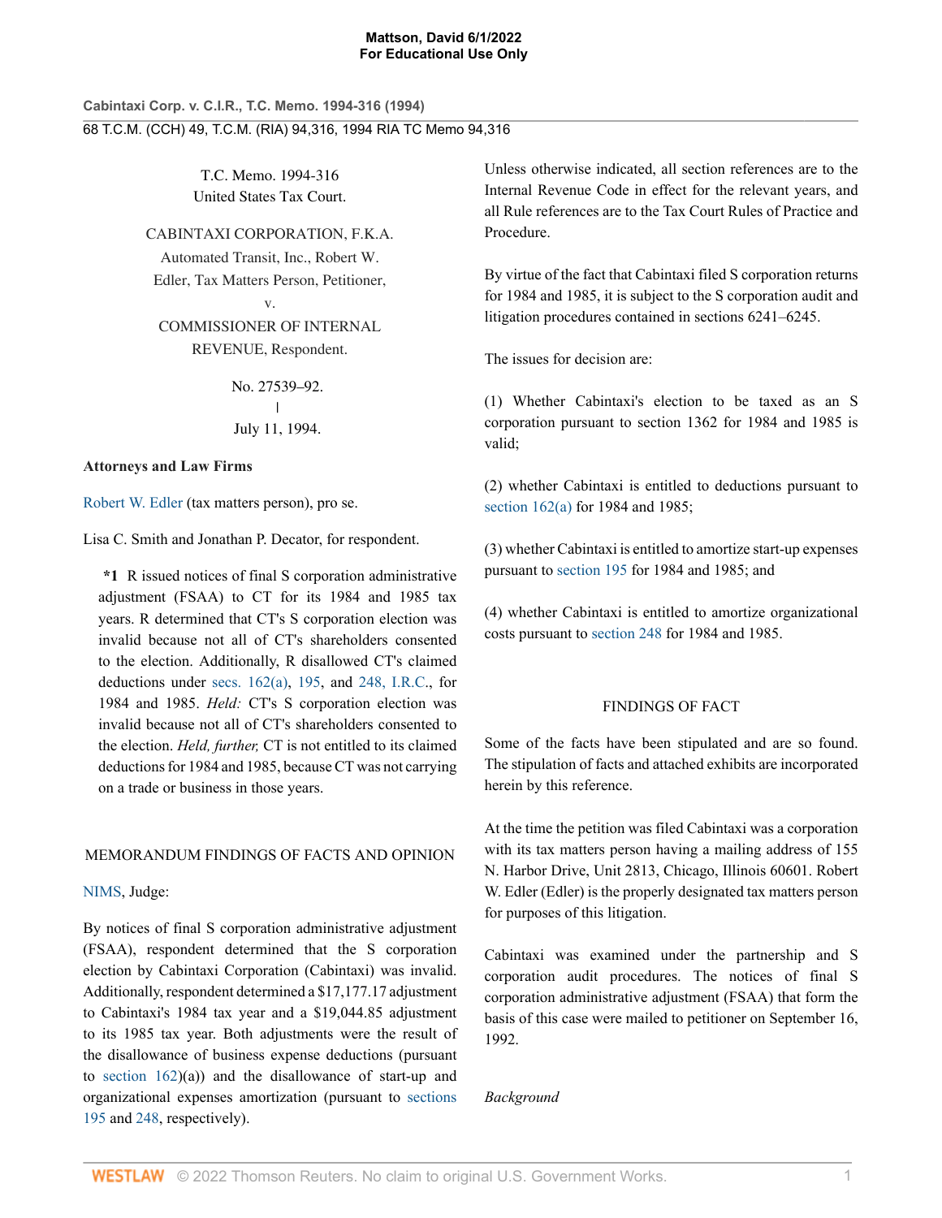Cabintaxi Corp. v. C.I.R., T.C. Memo. 1994-316 (1994)

68 T.C.M. (CCH) 49, T.C.M. (RIA) 94,316, 1994 RIA TC Memo 94,316

T.C. Memo. 1994-316
United States Tax Court.

CABINTAXI CORPORATION, F.K.A. Automated Transit, Inc., Robert W. Edler, Tax Matters Person, Petitioner,
v.
COMMISSIONER OF INTERNAL REVENUE, Respondent.

No. 27539–92.
|
July 11, 1994.

**Attorneys and Law Firms**

Robert W. Edler (tax matters person), pro se.

Lisa C. Smith and Jonathan P. Decator, for respondent.

**\*1** R issued notices of final S corporation administrative adjustment (FSAA) to CT for its 1984 and 1985 tax years. R determined that CT's S corporation election was invalid because not all of CT's shareholders consented to the election. Additionally, R disallowed CT's claimed deductions under secs. 162(a), 195, and 248, I.R.C., for 1984 and 1985. *Held:* CT's S corporation election was invalid because not all of CT's shareholders consented to the election. *Held, further,* CT is not entitled to its claimed deductions for 1984 and 1985, because CT was not carrying on a trade or business in those years.

MEMORANDUM FINDINGS OF FACTS AND OPINION

NIMS, Judge:

By notices of final S corporation administrative adjustment (FSAA), respondent determined that the S corporation election by Cabintaxi Corporation (Cabintaxi) was invalid. Additionally, respondent determined a $17,177.17 adjustment to Cabintaxi's 1984 tax year and a $19,044.85 adjustment to its 1985 tax year. Both adjustments were the result of the disallowance of business expense deductions (pursuant to section 162)(a)) and the disallowance of start-up and organizational expenses amortization (pursuant to sections 195 and 248, respectively).

Unless otherwise indicated, all section references are to the Internal Revenue Code in effect for the relevant years, and all Rule references are to the Tax Court Rules of Practice and Procedure.

By virtue of the fact that Cabintaxi filed S corporation returns for 1984 and 1985, it is subject to the S corporation audit and litigation procedures contained in sections 6241–6245.

The issues for decision are:

(1) Whether Cabintaxi's election to be taxed as an S corporation pursuant to section 1362 for 1984 and 1985 is valid;

(2) whether Cabintaxi is entitled to deductions pursuant to section 162(a) for 1984 and 1985;

(3) whether Cabintaxi is entitled to amortize start-up expenses pursuant to section 195 for 1984 and 1985; and

(4) whether Cabintaxi is entitled to amortize organizational costs pursuant to section 248 for 1984 and 1985.

FINDINGS OF FACT

Some of the facts have been stipulated and are so found. The stipulation of facts and attached exhibits are incorporated herein by this reference.

At the time the petition was filed Cabintaxi was a corporation with its tax matters person having a mailing address of 155 N. Harbor Drive, Unit 2813, Chicago, Illinois 60601. Robert W. Edler (Edler) is the properly designated tax matters person for purposes of this litigation.

Cabintaxi was examined under the partnership and S corporation audit procedures. The notices of final S corporation administrative adjustment (FSAA) that form the basis of this case were mailed to petitioner on September 16, 1992.

*Background*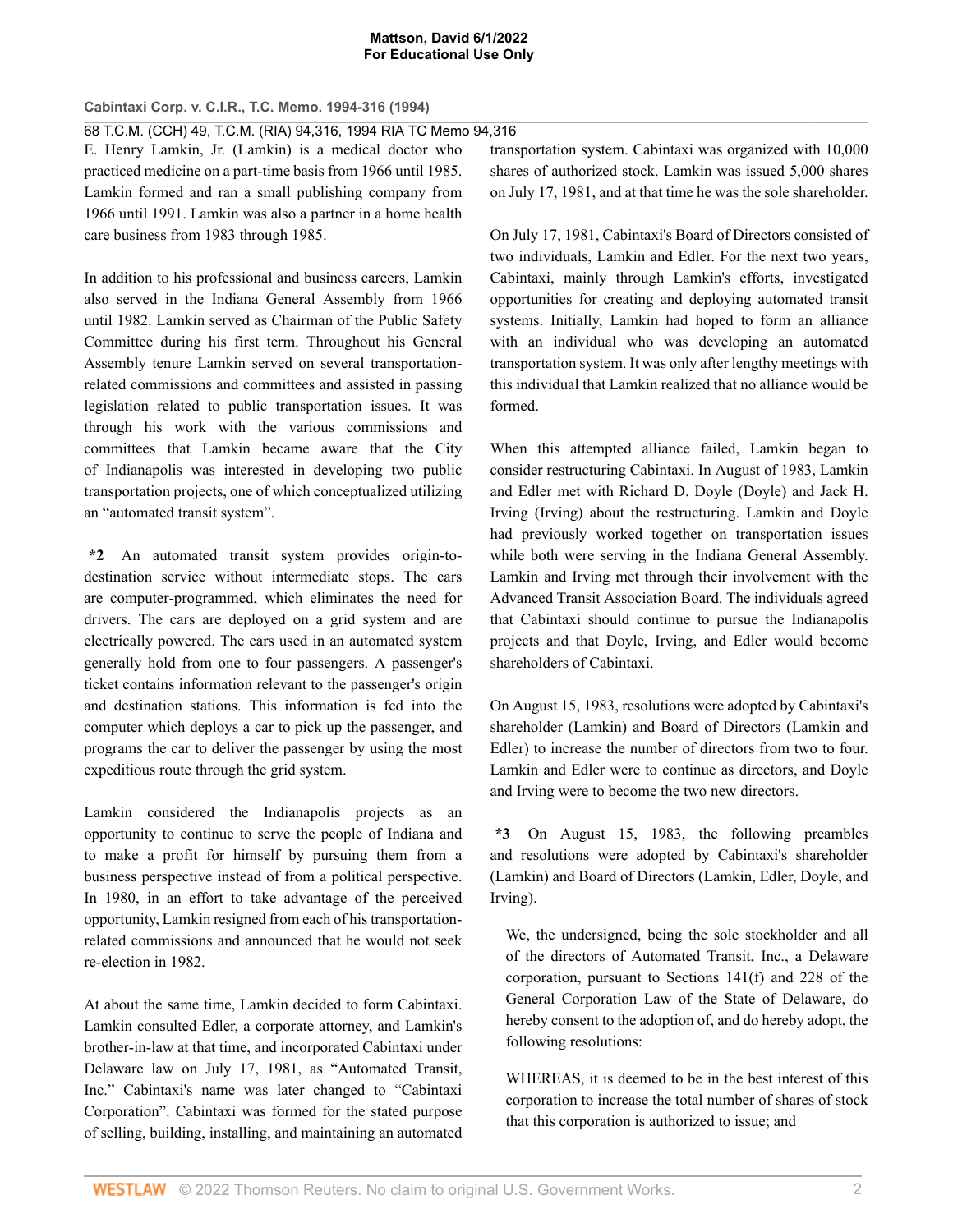E. Henry Lamkin, Jr. (Lamkin) is a medical doctor who practiced medicine on a part-time basis from 1966 until 1985. Lamkin formed and ran a small publishing company from 1966 until 1991. Lamkin was also a partner in a home health care business from 1983 through 1985.

In addition to his professional and business careers, Lamkin also served in the Indiana General Assembly from 1966 until 1982. Lamkin served as Chairman of the Public Safety Committee during his first term. Throughout his General Assembly tenure Lamkin served on several transportation-related commissions and committees and assisted in passing legislation related to public transportation issues. It was through his work with the various commissions and committees that Lamkin became aware that the City of Indianapolis was interested in developing two public transportation projects, one of which conceptualized utilizing an "automated transit system".

**\*2** An automated transit system provides origin-to-destination service without intermediate stops. The cars are computer-programmed, which eliminates the need for drivers. The cars are deployed on a grid system and are electrically powered. The cars used in an automated system generally hold from one to four passengers. A passenger's ticket contains information relevant to the passenger's origin and destination stations. This information is fed into the computer which deploys a car to pick up the passenger, and programs the car to deliver the passenger by using the most expeditious route through the grid system.

Lamkin considered the Indianapolis projects as an opportunity to continue to serve the people of Indiana and to make a profit for himself by pursuing them from a business perspective instead of from a political perspective. In 1980, in an effort to take advantage of the perceived opportunity, Lamkin resigned from each of his transportation-related commissions and announced that he would not seek re-election in 1982.

At about the same time, Lamkin decided to form Cabintaxi. Lamkin consulted Edler, a corporate attorney, and Lamkin's brother-in-law at that time, and incorporated Cabintaxi under Delaware law on July 17, 1981, as "Automated Transit, Inc." Cabintaxi's name was later changed to "Cabintaxi Corporation". Cabintaxi was formed for the stated purpose of selling, building, installing, and maintaining an automated transportation system. Cabintaxi was organized with 10,000 shares of authorized stock. Lamkin was issued 5,000 shares on July 17, 1981, and at that time he was the sole shareholder.

On July 17, 1981, Cabintaxi's Board of Directors consisted of two individuals, Lamkin and Edler. For the next two years, Cabintaxi, mainly through Lamkin's efforts, investigated opportunities for creating and deploying automated transit systems. Initially, Lamkin had hoped to form an alliance with an individual who was developing an automated transportation system. It was only after lengthy meetings with this individual that Lamkin realized that no alliance would be formed.

When this attempted alliance failed, Lamkin began to consider restructuring Cabintaxi. In August of 1983, Lamkin and Edler met with Richard D. Doyle (Doyle) and Jack H. Irving (Irving) about the restructuring. Lamkin and Doyle had previously worked together on transportation issues while both were serving in the Indiana General Assembly. Lamkin and Irving met through their involvement with the Advanced Transit Association Board. The individuals agreed that Cabintaxi should continue to pursue the Indianapolis projects and that Doyle, Irving, and Edler would become shareholders of Cabintaxi.

On August 15, 1983, resolutions were adopted by Cabintaxi's shareholder (Lamkin) and Board of Directors (Lamkin and Edler) to increase the number of directors from two to four. Lamkin and Edler were to continue as directors, and Doyle and Irving were to become the two new directors.

**\*3** On August 15, 1983, the following preambles and resolutions were adopted by Cabintaxi's shareholder (Lamkin) and Board of Directors (Lamkin, Edler, Doyle, and Irving).

> We, the undersigned, being the sole stockholder and all of the directors of Automated Transit, Inc., a Delaware corporation, pursuant to Sections 141(f) and 228 of the General Corporation Law of the State of Delaware, do hereby consent to the adoption of, and do hereby adopt, the following resolutions:
>
> WHEREAS, it is deemed to be in the best interest of this corporation to increase the total number of shares of stock that this corporation is authorized to issue; and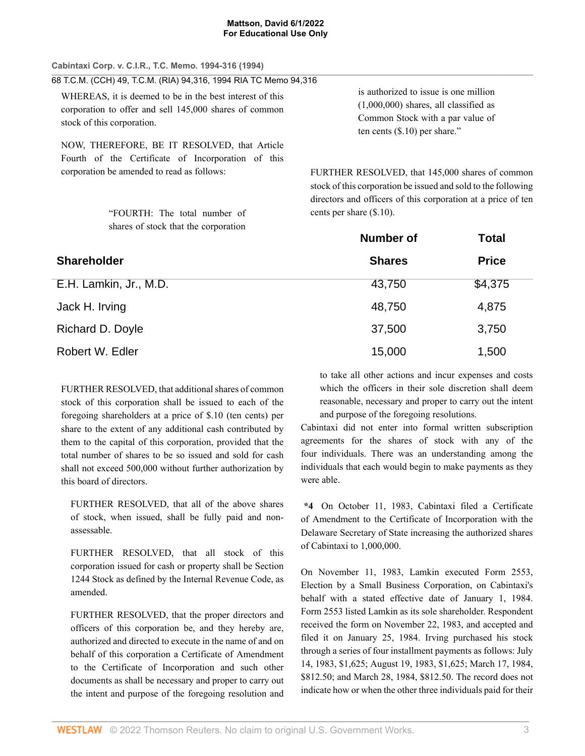WHEREAS, it is deemed to be in the best interest of this corporation to offer and sell 145,000 shares of common stock of this corporation.

NOW, THEREFORE, BE IT RESOLVED, that Article Fourth of the Certificate of Incorporation of this corporation be amended to read as follows:

> "FOURTH: The total number of shares of stock that the corporation is authorized to issue is one million (1,000,000) shares, all classified as Common Stock with a par value of ten cents ($.10) per share."

FURTHER RESOLVED, that 145,000 shares of common stock of this corporation be issued and sold to the following directors and officers of this corporation at a price of ten cents per share ($.10).

| Shareholder | Number of Shares | Total Price |
|---|---|---|
| E.H. Lamkin, Jr., M.D. | 43,750 | $4,375 |
| Jack H. Irving | 48,750 | 4,875 |
| Richard D. Doyle | 37,500 | 3,750 |
| Robert W. Edler | 15,000 | 1,500 |

FURTHER RESOLVED, that additional shares of common stock of this corporation shall be issued to each of the foregoing shareholders at a price of $.10 (ten cents) per share to the extent of any additional cash contributed by them to the capital of this corporation, provided that the total number of shares to be issued and sold for cash shall not exceed 500,000 without further authorization by this board of directors.

> FURTHER RESOLVED, that all of the above shares of stock, when issued, shall be fully paid and non-assessable.
>
> FURTHER RESOLVED, that all stock of this corporation issued for cash or property shall be Section 1244 Stock as defined by the Internal Revenue Code, as amended.
>
> FURTHER RESOLVED, that the proper directors and officers of this corporation be, and they hereby are, authorized and directed to execute in the name of and on behalf of this corporation a Certificate of Amendment to the Certificate of Incorporation and such other documents as shall be necessary and proper to carry out the intent and purpose of the foregoing resolution and to take all other actions and incur expenses and costs which the officers in their sole discretion shall deem reasonable, necessary and proper to carry out the intent and purpose of the foregoing resolutions.

Cabintaxi did not enter into formal written subscription agreements for the shares of stock with any of the four individuals. There was an understanding among the individuals that each would begin to make payments as they were able.

**\*4** On October 11, 1983, Cabintaxi filed a Certificate of Amendment to the Certificate of Incorporation with the Delaware Secretary of State increasing the authorized shares of Cabintaxi to 1,000,000.

On November 11, 1983, Lamkin executed Form 2553, Election by a Small Business Corporation, on Cabintaxi's behalf with a stated effective date of January 1, 1984. Form 2553 listed Lamkin as its sole shareholder. Respondent received the form on November 22, 1983, and accepted and filed it on January 25, 1984. Irving purchased his stock through a series of four installment payments as follows: July 14, 1983, $1,625; August 19, 1983, $1,625; March 17, 1984, $812.50; and March 28, 1984, $812.50. The record does not indicate how or when the other three individuals paid for their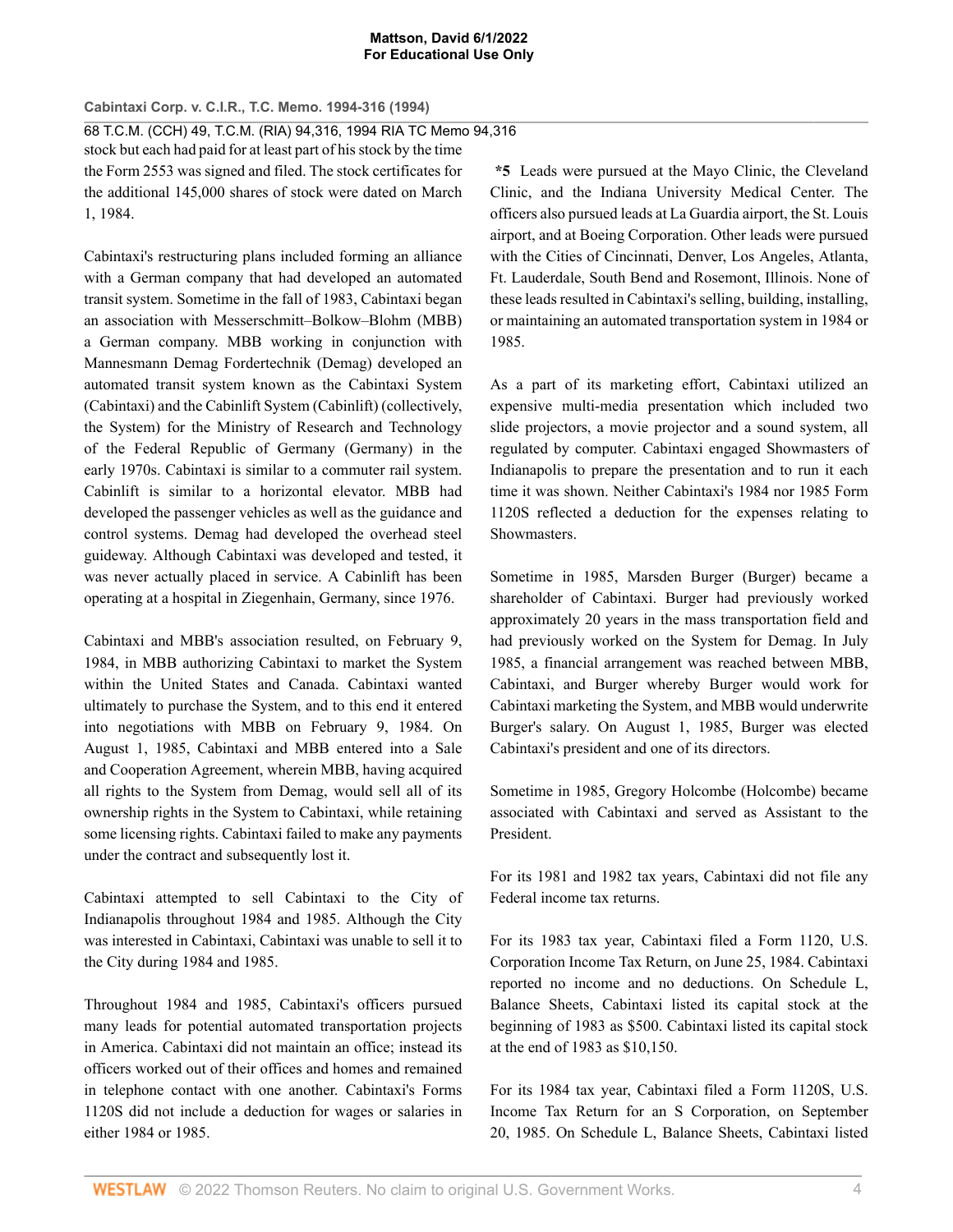stock but each had paid for at least part of his stock by the time the Form 2553 was signed and filed. The stock certificates for the additional 145,000 shares of stock were dated on March 1, 1984.

Cabintaxi's restructuring plans included forming an alliance with a German company that had developed an automated transit system. Sometime in the fall of 1983, Cabintaxi began an association with Messerschmitt–Bolkow–Blohm (MBB) a German company. MBB working in conjunction with Mannesmann Demag Fordertechnik (Demag) developed an automated transit system known as the Cabintaxi System (Cabintaxi) and the Cabinlift System (Cabinlift) (collectively, the System) for the Ministry of Research and Technology of the Federal Republic of Germany (Germany) in the early 1970s. Cabintaxi is similar to a commuter rail system. Cabinlift is similar to a horizontal elevator. MBB had developed the passenger vehicles as well as the guidance and control systems. Demag had developed the overhead steel guideway. Although Cabintaxi was developed and tested, it was never actually placed in service. A Cabinlift has been operating at a hospital in Ziegenhain, Germany, since 1976.

Cabintaxi and MBB's association resulted, on February 9, 1984, in MBB authorizing Cabintaxi to market the System within the United States and Canada. Cabintaxi wanted ultimately to purchase the System, and to this end it entered into negotiations with MBB on February 9, 1984. On August 1, 1985, Cabintaxi and MBB entered into a Sale and Cooperation Agreement, wherein MBB, having acquired all rights to the System from Demag, would sell all of its ownership rights in the System to Cabintaxi, while retaining some licensing rights. Cabintaxi failed to make any payments under the contract and subsequently lost it.

Cabintaxi attempted to sell Cabintaxi to the City of Indianapolis throughout 1984 and 1985. Although the City was interested in Cabintaxi, Cabintaxi was unable to sell it to the City during 1984 and 1985.

Throughout 1984 and 1985, Cabintaxi's officers pursued many leads for potential automated transportation projects in America. Cabintaxi did not maintain an office; instead its officers worked out of their offices and homes and remained in telephone contact with one another. Cabintaxi's Forms 1120S did not include a deduction for wages or salaries in either 1984 or 1985.

**\*5** Leads were pursued at the Mayo Clinic, the Cleveland Clinic, and the Indiana University Medical Center. The officers also pursued leads at La Guardia airport, the St. Louis airport, and at Boeing Corporation. Other leads were pursued with the Cities of Cincinnati, Denver, Los Angeles, Atlanta, Ft. Lauderdale, South Bend and Rosemont, Illinois. None of these leads resulted in Cabintaxi's selling, building, installing, or maintaining an automated transportation system in 1984 or 1985.

As a part of its marketing effort, Cabintaxi utilized an expensive multi-media presentation which included two slide projectors, a movie projector and a sound system, all regulated by computer. Cabintaxi engaged Showmasters of Indianapolis to prepare the presentation and to run it each time it was shown. Neither Cabintaxi's 1984 nor 1985 Form 1120S reflected a deduction for the expenses relating to Showmasters.

Sometime in 1985, Marsden Burger (Burger) became a shareholder of Cabintaxi. Burger had previously worked approximately 20 years in the mass transportation field and had previously worked on the System for Demag. In July 1985, a financial arrangement was reached between MBB, Cabintaxi, and Burger whereby Burger would work for Cabintaxi marketing the System, and MBB would underwrite Burger's salary. On August 1, 1985, Burger was elected Cabintaxi's president and one of its directors.

Sometime in 1985, Gregory Holcombe (Holcombe) became associated with Cabintaxi and served as Assistant to the President.

For its 1981 and 1982 tax years, Cabintaxi did not file any Federal income tax returns.

For its 1983 tax year, Cabintaxi filed a Form 1120, U.S. Corporation Income Tax Return, on June 25, 1984. Cabintaxi reported no income and no deductions. On Schedule L, Balance Sheets, Cabintaxi listed its capital stock at the beginning of 1983 as $500. Cabintaxi listed its capital stock at the end of 1983 as $10,150.

For its 1984 tax year, Cabintaxi filed a Form 1120S, U.S. Income Tax Return for an S Corporation, on September 20, 1985. On Schedule L, Balance Sheets, Cabintaxi listed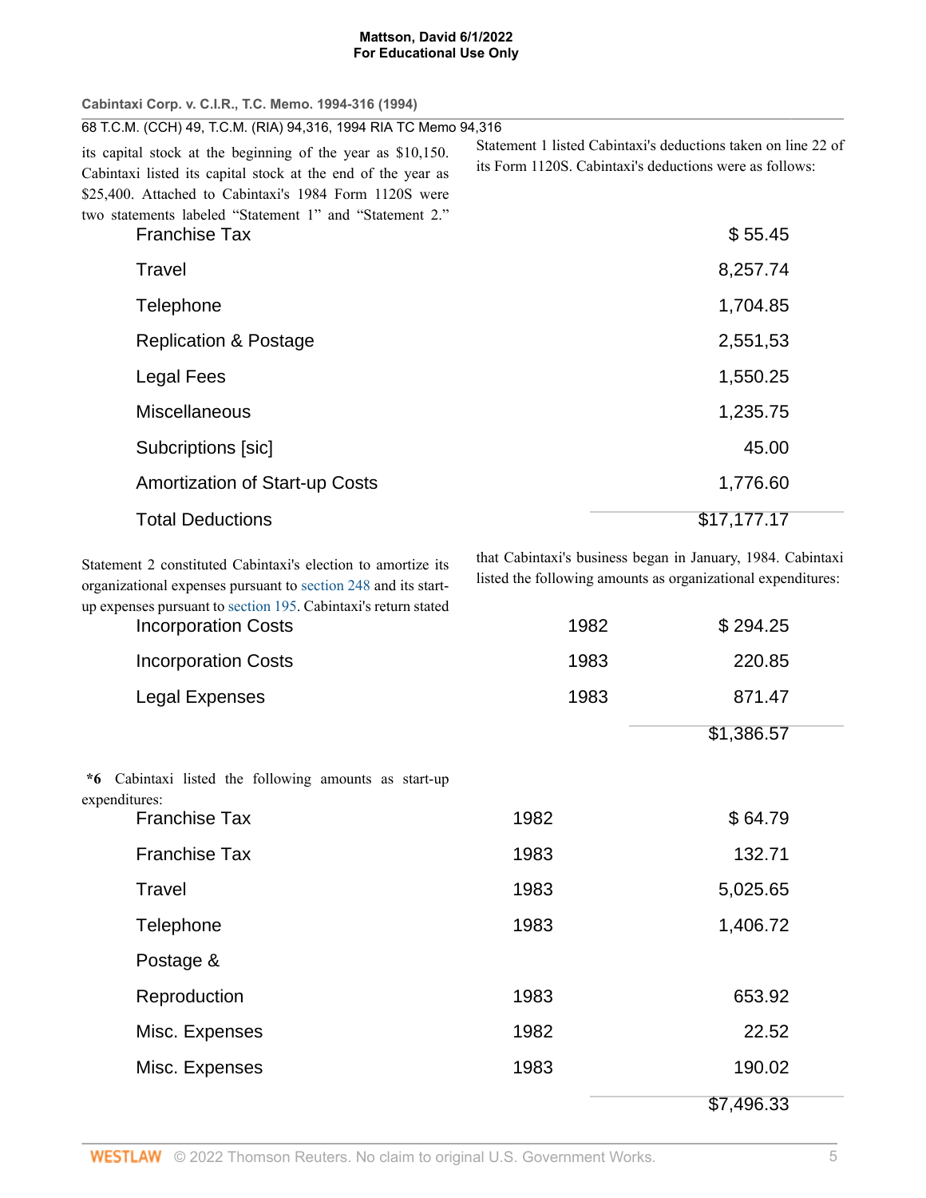its capital stock at the beginning of the year as $10,150. Cabintaxi listed its capital stock at the end of the year as $25,400. Attached to Cabintaxi's 1984 Form 1120S were two statements labeled "Statement 1" and "Statement 2." Statement 1 listed Cabintaxi's deductions taken on line 22 of its Form 1120S. Cabintaxi's deductions were as follows:

| | |
|---|---|
| Franchise Tax | $ 55.45 |
| Travel | 8,257.74 |
| Telephone | 1,704.85 |
| Replication & Postage | 2,551,53 |
| Legal Fees | 1,550.25 |
| Miscellaneous | 1,235.75 |
| Subcriptions [sic] | 45.00 |
| Amortization of Start-up Costs | 1,776.60 |
| Total Deductions | $17,177.17 |

Statement 2 constituted Cabintaxi's election to amortize its organizational expenses pursuant to section 248 and its start-up expenses pursuant to section 195. Cabintaxi's return stated that Cabintaxi's business began in January, 1984. Cabintaxi listed the following amounts as organizational expenditures:

| | | |
|---|---|---|
| Incorporation Costs | 1982 | $ 294.25 |
| Incorporation Costs | 1983 | 220.85 |
| Legal Expenses | 1983 | 871.47 |
| | | $1,386.57 |

**\*6** Cabintaxi listed the following amounts as start-up expenditures:

| | | |
|---|---|---|
| Franchise Tax | 1982 | $ 64.79 |
| Franchise Tax | 1983 | 132.71 |
| Travel | 1983 | 5,025.65 |
| Telephone | 1983 | 1,406.72 |
| Postage & Reproduction | 1983 | 653.92 |
| Misc. Expenses | 1982 | 22.52 |
| Misc. Expenses | 1983 | 190.02 |
| | | $7,496.33 |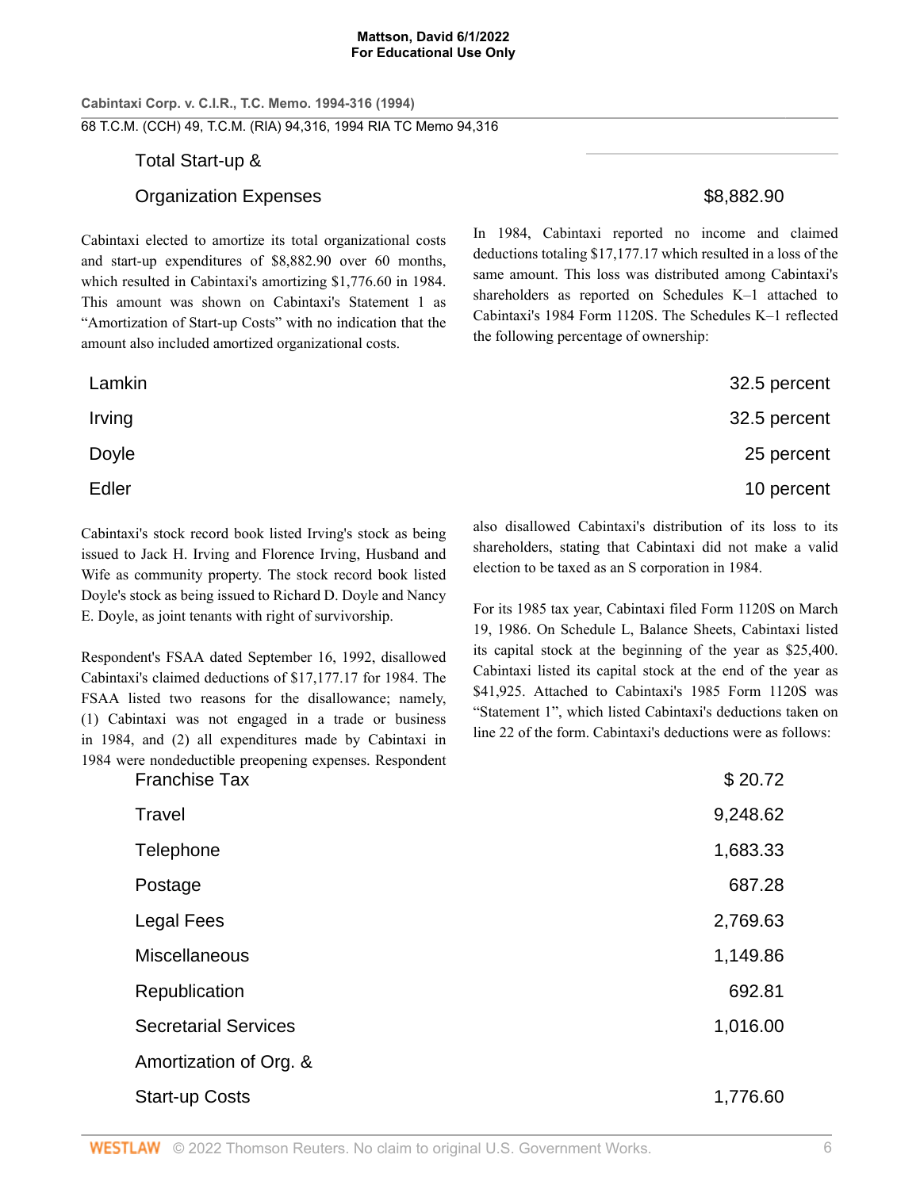| | |
|---|---|
| Total Start-up & Organization Expenses | $8,882.90 |

Cabintaxi elected to amortize its total organizational costs and start-up expenditures of $8,882.90 over 60 months, which resulted in Cabintaxi's amortizing $1,776.60 in 1984. This amount was shown on Cabintaxi's Statement 1 as "Amortization of Start-up Costs" with no indication that the amount also included amortized organizational costs.

In 1984, Cabintaxi reported no income and claimed deductions totaling $17,177.17 which resulted in a loss of the same amount. This loss was distributed among Cabintaxi's shareholders as reported on Schedules K–1 attached to Cabintaxi's 1984 Form 1120S. The Schedules K–1 reflected the following percentage of ownership:

| | |
|---|---|
| Lamkin | 32.5 percent |
| Irving | 32.5 percent |
| Doyle | 25 percent |
| Edler | 10 percent |

Cabintaxi's stock record book listed Irving's stock as being issued to Jack H. Irving and Florence Irving, Husband and Wife as community property. The stock record book listed Doyle's stock as being issued to Richard D. Doyle and Nancy E. Doyle, as joint tenants with right of survivorship.

Respondent's FSAA dated September 16, 1992, disallowed Cabintaxi's claimed deductions of $17,177.17 for 1984. The FSAA listed two reasons for the disallowance; namely, (1) Cabintaxi was not engaged in a trade or business in 1984, and (2) all expenditures made by Cabintaxi in 1984 were nondeductible preopening expenses. Respondent also disallowed Cabintaxi's distribution of its loss to its shareholders, stating that Cabintaxi did not make a valid election to be taxed as an S corporation in 1984.

For its 1985 tax year, Cabintaxi filed Form 1120S on March 19, 1986. On Schedule L, Balance Sheets, Cabintaxi listed its capital stock at the beginning of the year as $25,400. Cabintaxi listed its capital stock at the end of the year as $41,925. Attached to Cabintaxi's 1985 Form 1120S was "Statement 1", which listed Cabintaxi's deductions taken on line 22 of the form. Cabintaxi's deductions were as follows:

| | |
|---|---|
| Franchise Tax | $ 20.72 |
| Travel | 9,248.62 |
| Telephone | 1,683.33 |
| Postage | 687.28 |
| Legal Fees | 2,769.63 |
| Miscellaneous | 1,149.86 |
| Republication | 692.81 |
| Secretarial Services | 1,016.00 |
| Amortization of Org. & Start-up Costs | 1,776.60 |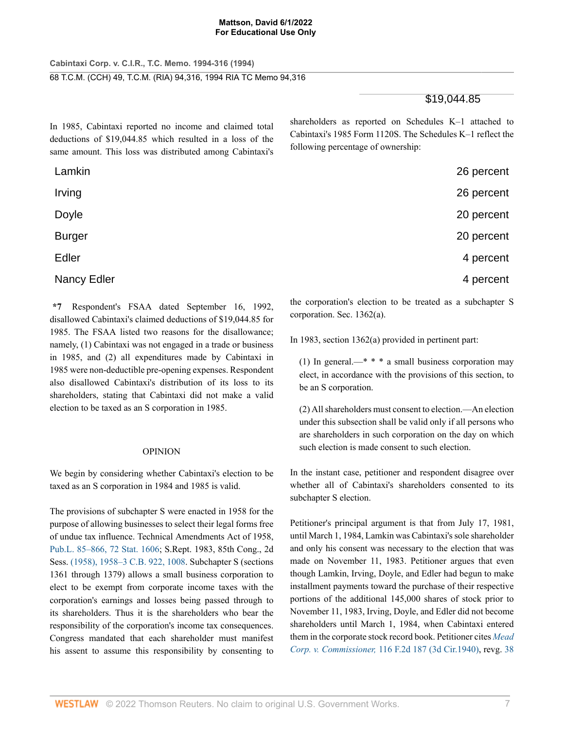$19,044.85

In 1985, Cabintaxi reported no income and claimed total deductions of $19,044.85 which resulted in a loss of the same amount. This loss was distributed among Cabintaxi's shareholders as reported on Schedules K–1 attached to Cabintaxi's 1985 Form 1120S. The Schedules K–1 reflect the following percentage of ownership:

| | |
|---|---|
| Lamkin | 26 percent |
| Irving | 26 percent |
| Doyle | 20 percent |
| Burger | 20 percent |
| Edler | 4 percent |
| Nancy Edler | 4 percent |

**\*7** Respondent's FSAA dated September 16, 1992, disallowed Cabintaxi's claimed deductions of $19,044.85 for 1985. The FSAA listed two reasons for the disallowance; namely, (1) Cabintaxi was not engaged in a trade or business in 1985, and (2) all expenditures made by Cabintaxi in 1985 were non-deductible pre-opening expenses. Respondent also disallowed Cabintaxi's distribution of its loss to its shareholders, stating that Cabintaxi did not make a valid election to be taxed as an S corporation in 1985.

OPINION

We begin by considering whether Cabintaxi's election to be taxed as an S corporation in 1984 and 1985 is valid.

The provisions of subchapter S were enacted in 1958 for the purpose of allowing businesses to select their legal forms free of undue tax influence. Technical Amendments Act of 1958, Pub.L. 85–866, 72 Stat. 1606; S.Rept. 1983, 85th Cong., 2d Sess. (1958), 1958–3 C.B. 922, 1008. Subchapter S (sections 1361 through 1379) allows a small business corporation to elect to be exempt from corporate income taxes with the corporation's earnings and losses being passed through to its shareholders. Thus it is the shareholders who bear the responsibility of the corporation's income tax consequences. Congress mandated that each shareholder must manifest his assent to assume this responsibility by consenting to the corporation's election to be treated as a subchapter S corporation. Sec. 1362(a).

In 1983, section 1362(a) provided in pertinent part:

> (1) In general.—* * * a small business corporation may elect, in accordance with the provisions of this section, to be an S corporation.
>
> (2) All shareholders must consent to election.—An election under this subsection shall be valid only if all persons who are shareholders in such corporation on the day on which such election is made consent to such election.

In the instant case, petitioner and respondent disagree over whether all of Cabintaxi's shareholders consented to its subchapter S election.

Petitioner's principal argument is that from July 17, 1981, until March 1, 1984, Lamkin was Cabintaxi's sole shareholder and only his consent was necessary to the election that was made on November 11, 1983. Petitioner argues that even though Lamkin, Irving, Doyle, and Edler had begun to make installment payments toward the purchase of their respective portions of the additional 145,000 shares of stock prior to November 11, 1983, Irving, Doyle, and Edler did not become shareholders until March 1, 1984, when Cabintaxi entered them in the corporate stock record book. Petitioner cites *Mead Corp. v. Commissioner,* 116 F.2d 187 (3d Cir.1940), revg. 38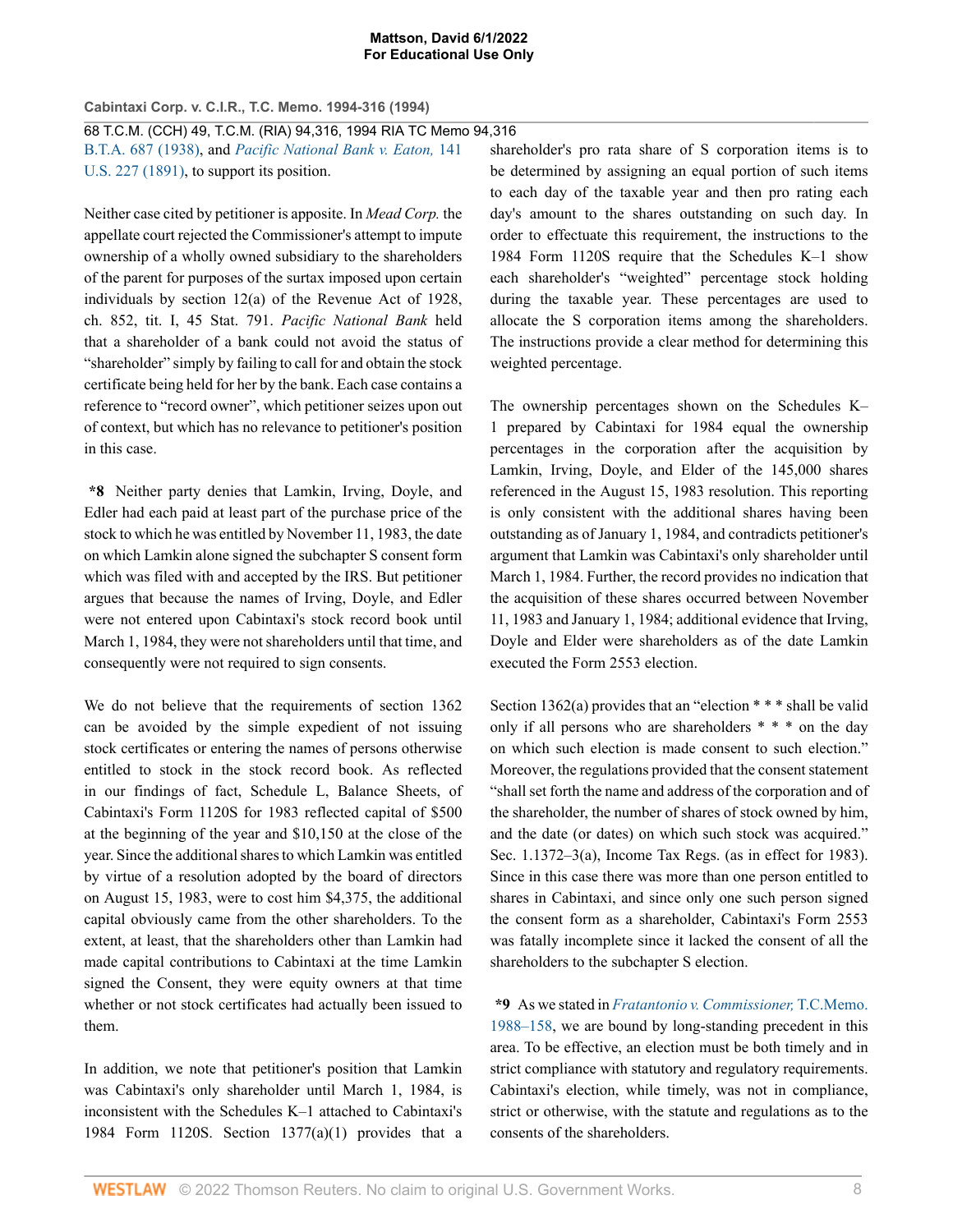B.T.A. 687 (1938), and *Pacific National Bank v. Eaton,* 141 U.S. 227 (1891), to support its position.

Neither case cited by petitioner is apposite. In *Mead Corp.* the appellate court rejected the Commissioner's attempt to impute ownership of a wholly owned subsidiary to the shareholders of the parent for purposes of the surtax imposed upon certain individuals by section 12(a) of the Revenue Act of 1928, ch. 852, tit. I, 45 Stat. 791. *Pacific National Bank* held that a shareholder of a bank could not avoid the status of "shareholder" simply by failing to call for and obtain the stock certificate being held for her by the bank. Each case contains a reference to "record owner", which petitioner seizes upon out of context, but which has no relevance to petitioner's position in this case.

**\*8** Neither party denies that Lamkin, Irving, Doyle, and Edler had each paid at least part of the purchase price of the stock to which he was entitled by November 11, 1983, the date on which Lamkin alone signed the subchapter S consent form which was filed with and accepted by the IRS. But petitioner argues that because the names of Irving, Doyle, and Edler were not entered upon Cabintaxi's stock record book until March 1, 1984, they were not shareholders until that time, and consequently were not required to sign consents.

We do not believe that the requirements of section 1362 can be avoided by the simple expedient of not issuing stock certificates or entering the names of persons otherwise entitled to stock in the stock record book. As reflected in our findings of fact, Schedule L, Balance Sheets, of Cabintaxi's Form 1120S for 1983 reflected capital of $500 at the beginning of the year and $10,150 at the close of the year. Since the additional shares to which Lamkin was entitled by virtue of a resolution adopted by the board of directors on August 15, 1983, were to cost him $4,375, the additional capital obviously came from the other shareholders. To the extent, at least, that the shareholders other than Lamkin had made capital contributions to Cabintaxi at the time Lamkin signed the Consent, they were equity owners at that time whether or not stock certificates had actually been issued to them.

In addition, we note that petitioner's position that Lamkin was Cabintaxi's only shareholder until March 1, 1984, is inconsistent with the Schedules K–1 attached to Cabintaxi's 1984 Form 1120S. Section 1377(a)(1) provides that a shareholder's pro rata share of S corporation items is to be determined by assigning an equal portion of such items to each day of the taxable year and then pro rating each day's amount to the shares outstanding on such day. In order to effectuate this requirement, the instructions to the 1984 Form 1120S require that the Schedules K–1 show each shareholder's "weighted" percentage stock holding during the taxable year. These percentages are used to allocate the S corporation items among the shareholders. The instructions provide a clear method for determining this weighted percentage.

The ownership percentages shown on the Schedules K–1 prepared by Cabintaxi for 1984 equal the ownership percentages in the corporation after the acquisition by Lamkin, Irving, Doyle, and Elder of the 145,000 shares referenced in the August 15, 1983 resolution. This reporting is only consistent with the additional shares having been outstanding as of January 1, 1984, and contradicts petitioner's argument that Lamkin was Cabintaxi's only shareholder until March 1, 1984. Further, the record provides no indication that the acquisition of these shares occurred between November 11, 1983 and January 1, 1984; additional evidence that Irving, Doyle and Elder were shareholders as of the date Lamkin executed the Form 2553 election.

Section 1362(a) provides that an "election * * * shall be valid only if all persons who are shareholders * * * on the day on which such election is made consent to such election." Moreover, the regulations provided that the consent statement "shall set forth the name and address of the corporation and of the shareholder, the number of shares of stock owned by him, and the date (or dates) on which such stock was acquired." Sec. 1.1372–3(a), Income Tax Regs. (as in effect for 1983). Since in this case there was more than one person entitled to shares in Cabintaxi, and since only one such person signed the consent form as a shareholder, Cabintaxi's Form 2553 was fatally incomplete since it lacked the consent of all the shareholders to the subchapter S election.

**\*9** As we stated in *Fratantonio v. Commissioner,* T.C.Memo. 1988–158, we are bound by long-standing precedent in this area. To be effective, an election must be both timely and in strict compliance with statutory and regulatory requirements. Cabintaxi's election, while timely, was not in compliance, strict or otherwise, with the statute and regulations as to the consents of the shareholders.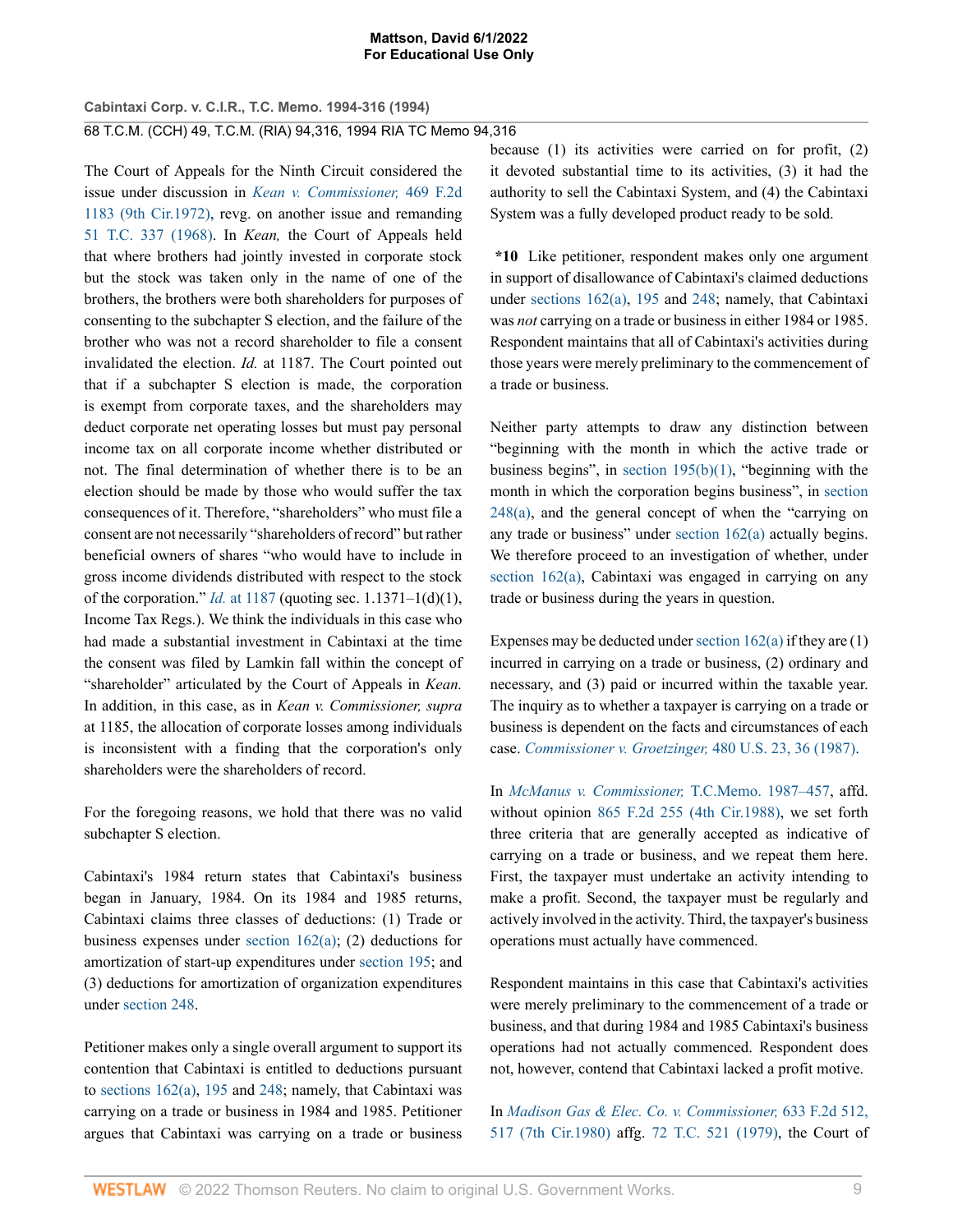The Court of Appeals for the Ninth Circuit considered the issue under discussion in *Kean v. Commissioner,* 469 F.2d 1183 (9th Cir.1972), revg. on another issue and remanding 51 T.C. 337 (1968). In *Kean,* the Court of Appeals held that where brothers had jointly invested in corporate stock but the stock was taken only in the name of one of the brothers, the brothers were both shareholders for purposes of consenting to the subchapter S election, and the failure of the brother who was not a record shareholder to file a consent invalidated the election. *Id.* at 1187. The Court pointed out that if a subchapter S election is made, the corporation is exempt from corporate taxes, and the shareholders may deduct corporate net operating losses but must pay personal income tax on all corporate income whether distributed or not. The final determination of whether there is to be an election should be made by those who would suffer the tax consequences of it. Therefore, "shareholders" who must file a consent are not necessarily "shareholders of record" but rather beneficial owners of shares "who would have to include in gross income dividends distributed with respect to the stock of the corporation." *Id.* at 1187 (quoting sec. 1.1371–1(d)(1), Income Tax Regs.). We think the individuals in this case who had made a substantial investment in Cabintaxi at the time the consent was filed by Lamkin fall within the concept of "shareholder" articulated by the Court of Appeals in *Kean.* In addition, in this case, as in *Kean v. Commissioner, supra* at 1185, the allocation of corporate losses among individuals is inconsistent with a finding that the corporation's only shareholders were the shareholders of record.

For the foregoing reasons, we hold that there was no valid subchapter S election.

Cabintaxi's 1984 return states that Cabintaxi's business began in January, 1984. On its 1984 and 1985 returns, Cabintaxi claims three classes of deductions: (1) Trade or business expenses under section 162(a); (2) deductions for amortization of start-up expenditures under section 195; and (3) deductions for amortization of organization expenditures under section 248.

Petitioner makes only a single overall argument to support its contention that Cabintaxi is entitled to deductions pursuant to sections 162(a), 195 and 248; namely, that Cabintaxi was carrying on a trade or business in 1984 and 1985. Petitioner argues that Cabintaxi was carrying on a trade or business because (1) its activities were carried on for profit, (2) it devoted substantial time to its activities, (3) it had the authority to sell the Cabintaxi System, and (4) the Cabintaxi System was a fully developed product ready to be sold.

**\*10** Like petitioner, respondent makes only one argument in support of disallowance of Cabintaxi's claimed deductions under sections 162(a), 195 and 248; namely, that Cabintaxi was *not* carrying on a trade or business in either 1984 or 1985. Respondent maintains that all of Cabintaxi's activities during those years were merely preliminary to the commencement of a trade or business.

Neither party attempts to draw any distinction between "beginning with the month in which the active trade or business begins", in section 195(b)(1), "beginning with the month in which the corporation begins business", in section 248(a), and the general concept of when the "carrying on any trade or business" under section 162(a) actually begins. We therefore proceed to an investigation of whether, under section 162(a), Cabintaxi was engaged in carrying on any trade or business during the years in question.

Expenses may be deducted under section 162(a) if they are (1) incurred in carrying on a trade or business, (2) ordinary and necessary, and (3) paid or incurred within the taxable year. The inquiry as to whether a taxpayer is carrying on a trade or business is dependent on the facts and circumstances of each case. *Commissioner v. Groetzinger,* 480 U.S. 23, 36 (1987).

In *McManus v. Commissioner,* T.C.Memo. 1987–457, affd. without opinion 865 F.2d 255 (4th Cir.1988), we set forth three criteria that are generally accepted as indicative of carrying on a trade or business, and we repeat them here. First, the taxpayer must undertake an activity intending to make a profit. Second, the taxpayer must be regularly and actively involved in the activity. Third, the taxpayer's business operations must actually have commenced.

Respondent maintains in this case that Cabintaxi's activities were merely preliminary to the commencement of a trade or business, and that during 1984 and 1985 Cabintaxi's business operations had not actually commenced. Respondent does not, however, contend that Cabintaxi lacked a profit motive.

In *Madison Gas & Elec. Co. v. Commissioner,* 633 F.2d 512, 517 (7th Cir.1980) affg. 72 T.C. 521 (1979), the Court of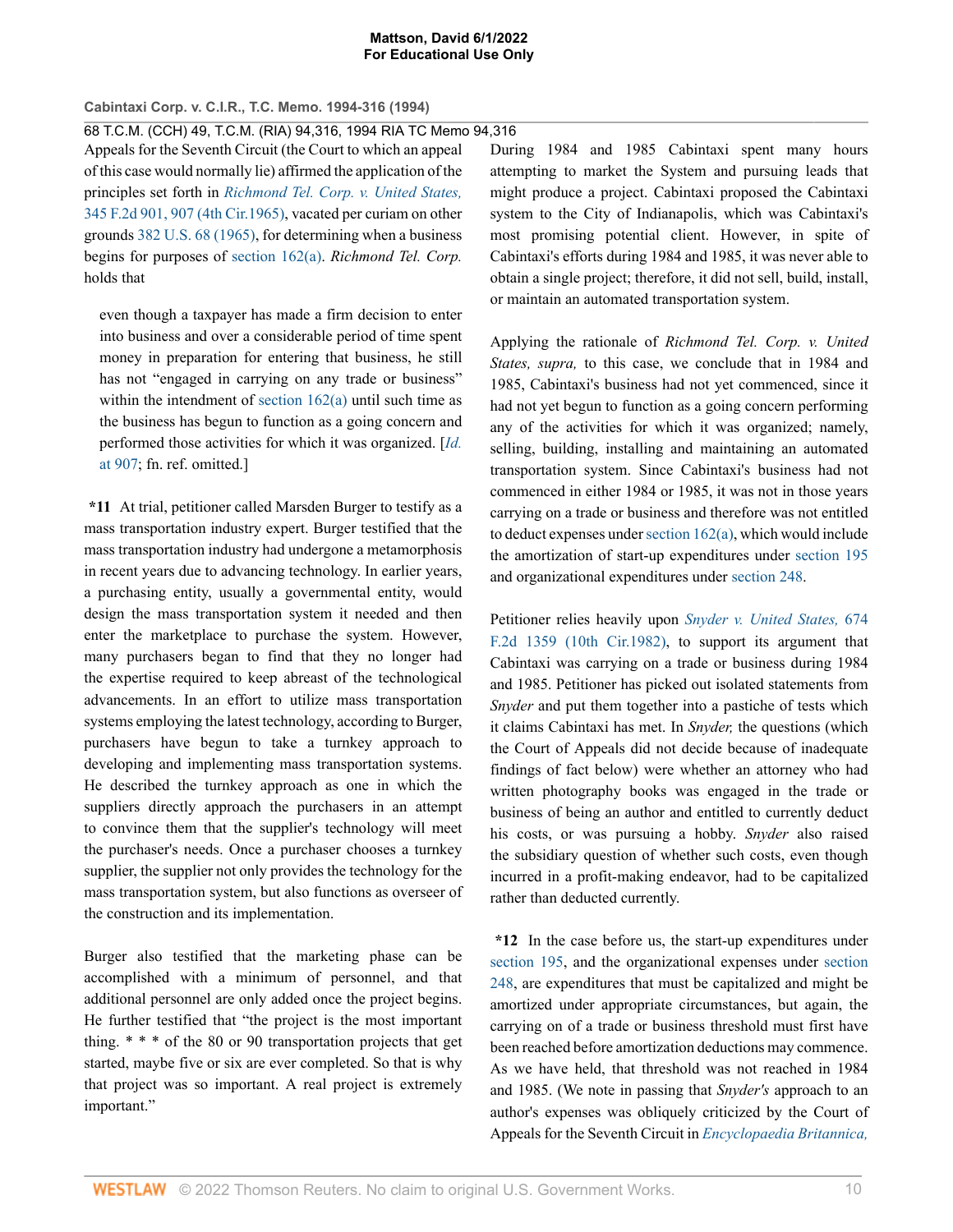Appeals for the Seventh Circuit (the Court to which an appeal of this case would normally lie) affirmed the application of the principles set forth in *Richmond Tel. Corp. v. United States,* 345 F.2d 901, 907 (4th Cir.1965), vacated per curiam on other grounds 382 U.S. 68 (1965), for determining when a business begins for purposes of section 162(a). *Richmond Tel. Corp.* holds that

> even though a taxpayer has made a firm decision to enter into business and over a considerable period of time spent money in preparation for entering that business, he still has not "engaged in carrying on any trade or business" within the intendment of section 162(a) until such time as the business has begun to function as a going concern and performed those activities for which it was organized. [*Id.* at 907; fn. ref. omitted.]

**\*11** At trial, petitioner called Marsden Burger to testify as a mass transportation industry expert. Burger testified that the mass transportation industry had undergone a metamorphosis in recent years due to advancing technology. In earlier years, a purchasing entity, usually a governmental entity, would design the mass transportation system it needed and then enter the marketplace to purchase the system. However, many purchasers began to find that they no longer had the expertise required to keep abreast of the technological advancements. In an effort to utilize mass transportation systems employing the latest technology, according to Burger, purchasers have begun to take a turnkey approach to developing and implementing mass transportation systems. He described the turnkey approach as one in which the suppliers directly approach the purchasers in an attempt to convince them that the supplier's technology will meet the purchaser's needs. Once a purchaser chooses a turnkey supplier, the supplier not only provides the technology for the mass transportation system, but also functions as overseer of the construction and its implementation.

Burger also testified that the marketing phase can be accomplished with a minimum of personnel, and that additional personnel are only added once the project begins. He further testified that "the project is the most important thing. * * * of the 80 or 90 transportation projects that get started, maybe five or six are ever completed. So that is why that project was so important. A real project is extremely important."

During 1984 and 1985 Cabintaxi spent many hours attempting to market the System and pursuing leads that might produce a project. Cabintaxi proposed the Cabintaxi system to the City of Indianapolis, which was Cabintaxi's most promising potential client. However, in spite of Cabintaxi's efforts during 1984 and 1985, it was never able to obtain a single project; therefore, it did not sell, build, install, or maintain an automated transportation system.

Applying the rationale of *Richmond Tel. Corp. v. United States, supra,* to this case, we conclude that in 1984 and 1985, Cabintaxi's business had not yet commenced, since it had not yet begun to function as a going concern performing any of the activities for which it was organized; namely, selling, building, installing and maintaining an automated transportation system. Since Cabintaxi's business had not commenced in either 1984 or 1985, it was not in those years carrying on a trade or business and therefore was not entitled to deduct expenses under section 162(a), which would include the amortization of start-up expenditures under section 195 and organizational expenditures under section 248.

Petitioner relies heavily upon *Snyder v. United States,* 674 F.2d 1359 (10th Cir.1982), to support its argument that Cabintaxi was carrying on a trade or business during 1984 and 1985. Petitioner has picked out isolated statements from *Snyder* and put them together into a pastiche of tests which it claims Cabintaxi has met. In *Snyder,* the questions (which the Court of Appeals did not decide because of inadequate findings of fact below) were whether an attorney who had written photography books was engaged in the trade or business of being an author and entitled to currently deduct his costs, or was pursuing a hobby. *Snyder* also raised the subsidiary question of whether such costs, even though incurred in a profit-making endeavor, had to be capitalized rather than deducted currently.

**\*12** In the case before us, the start-up expenditures under section 195, and the organizational expenses under section 248, are expenditures that must be capitalized and might be amortized under appropriate circumstances, but again, the carrying on of a trade or business threshold must first have been reached before amortization deductions may commence. As we have held, that threshold was not reached in 1984 and 1985. (We note in passing that *Snyder's* approach to an author's expenses was obliquely criticized by the Court of Appeals for the Seventh Circuit in *Encyclopaedia Britannica,*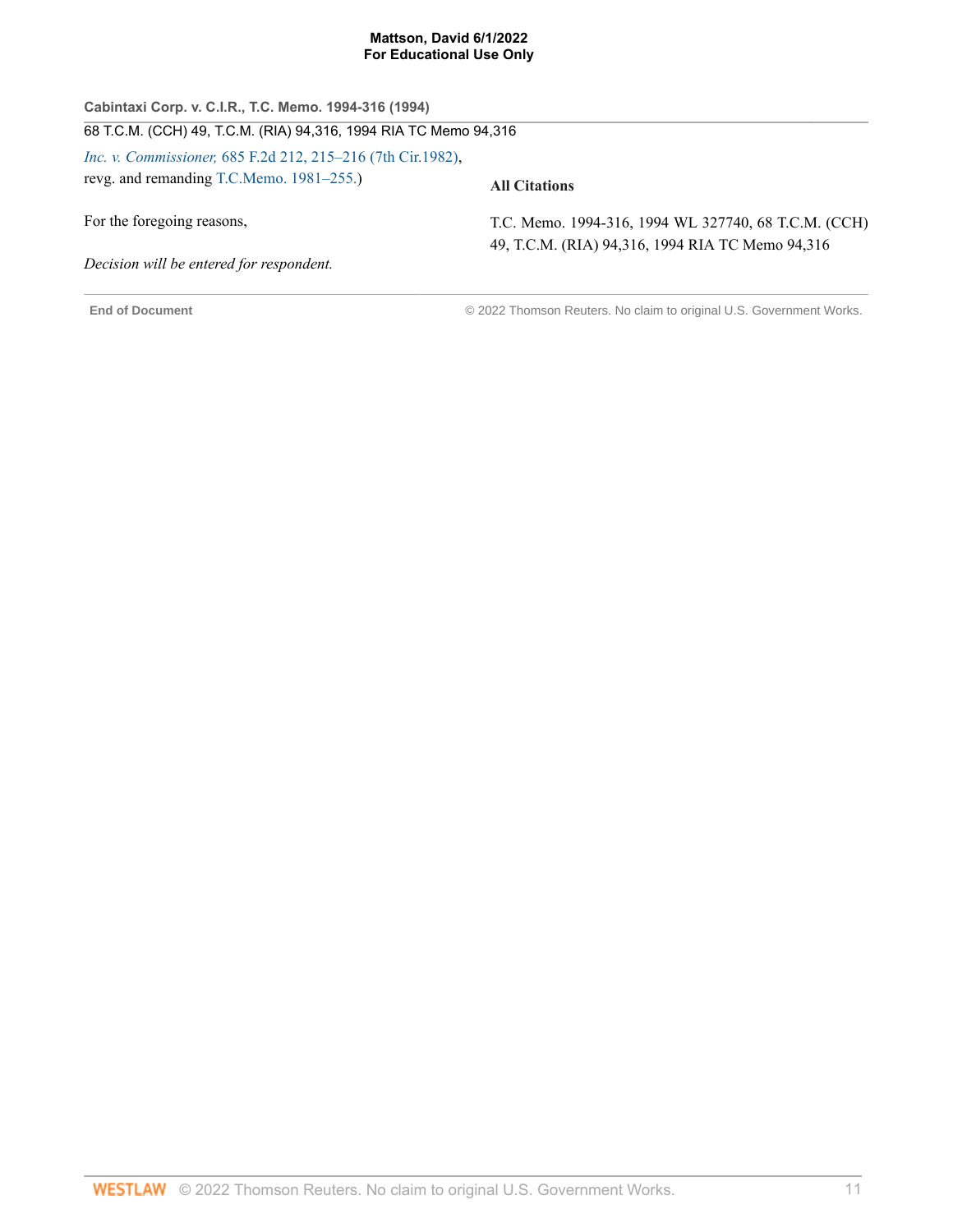*Inc. v. Commissioner,* 685 F.2d 212, 215–216 (7th Cir.1982), revg. and remanding T.C.Memo. 1981–255.)

For the foregoing reasons,

*Decision will be entered for respondent.*

**All Citations**

T.C. Memo. 1994-316, 1994 WL 327740, 68 T.C.M. (CCH) 49, T.C.M. (RIA) 94,316, 1994 RIA TC Memo 94,316

**End of Document**